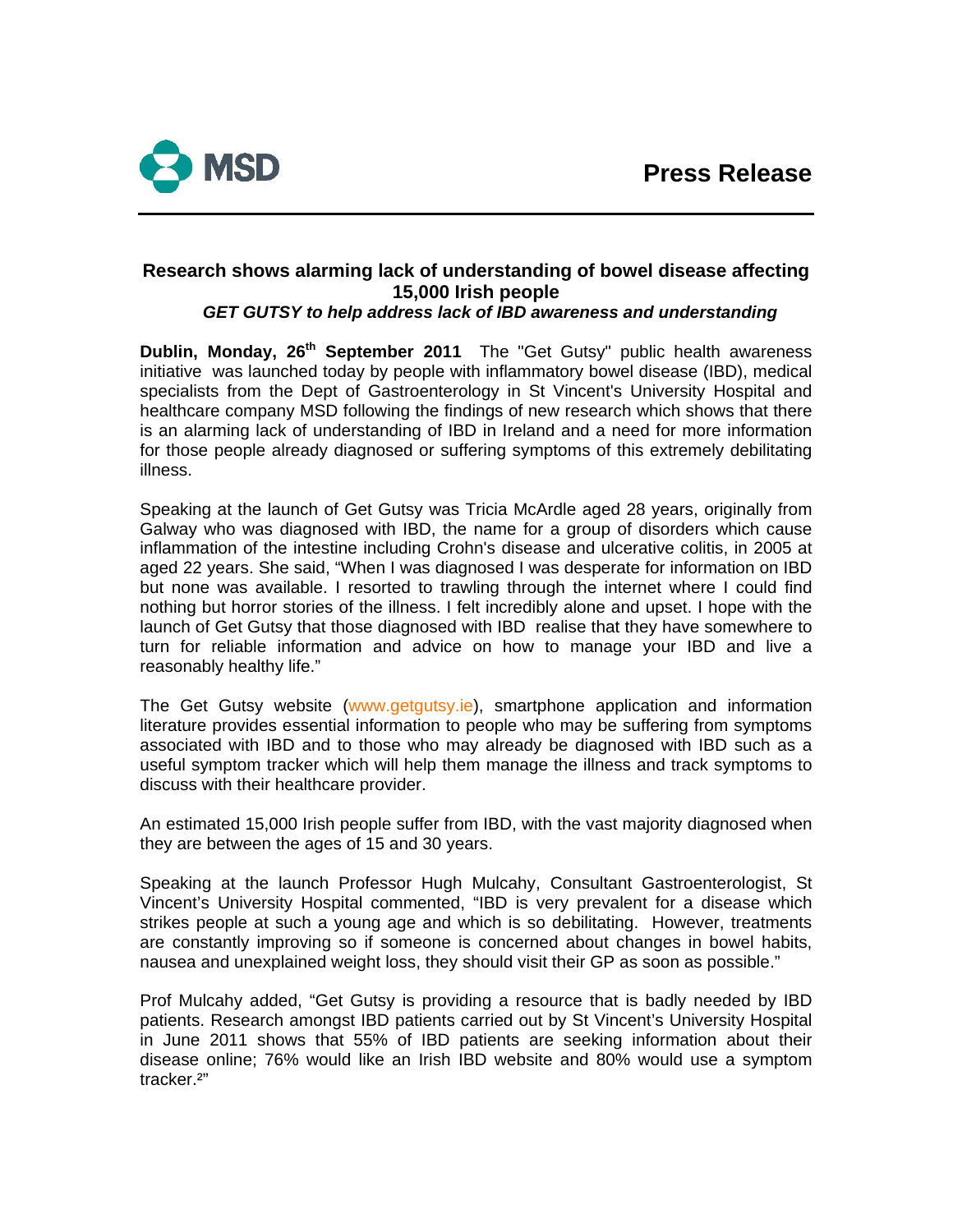MSD

**Press Release**

# Research shows alarming lack of understanding of bowel disease affecting 15,000 Irish people

***GET GUTSY to help address lack of IBD awareness and understanding***

**Dublin, Monday, 26th September 2011** The "Get Gutsy" public health awareness initiative was launched today by people with inflammatory bowel disease (IBD), medical specialists from the Dept of Gastroenterology in St Vincent's University Hospital and healthcare company MSD following the findings of new research which shows that there is an alarming lack of understanding of IBD in Ireland and a need for more information for those people already diagnosed or suffering symptoms of this extremely debilitating illness.

Speaking at the launch of Get Gutsy was Tricia McArdle aged 28 years, originally from Galway who was diagnosed with IBD, the name for a group of disorders which cause inflammation of the intestine including Crohn's disease and ulcerative colitis, in 2005 at aged 22 years. She said, "When I was diagnosed I was desperate for information on IBD but none was available. I resorted to trawling through the internet where I could find nothing but horror stories of the illness. I felt incredibly alone and upset. I hope with the launch of Get Gutsy that those diagnosed with IBD realise that they have somewhere to turn for reliable information and advice on how to manage your IBD and live a reasonably healthy life."

The Get Gutsy website (www.getgutsy.ie), smartphone application and information literature provides essential information to people who may be suffering from symptoms associated with IBD and to those who may already be diagnosed with IBD such as a useful symptom tracker which will help them manage the illness and track symptoms to discuss with their healthcare provider.

An estimated 15,000 Irish people suffer from IBD, with the vast majority diagnosed when they are between the ages of 15 and 30 years.

Speaking at the launch Professor Hugh Mulcahy, Consultant Gastroenterologist, St Vincent's University Hospital commented, "IBD is very prevalent for a disease which strikes people at such a young age and which is so debilitating. However, treatments are constantly improving so if someone is concerned about changes in bowel habits, nausea and unexplained weight loss, they should visit their GP as soon as possible."

Prof Mulcahy added, "Get Gutsy is providing a resource that is badly needed by IBD patients. Research amongst IBD patients carried out by St Vincent's University Hospital in June 2011 shows that 55% of IBD patients are seeking information about their disease online; 76% would like an Irish IBD website and 80% would use a symptom tracker.[2]"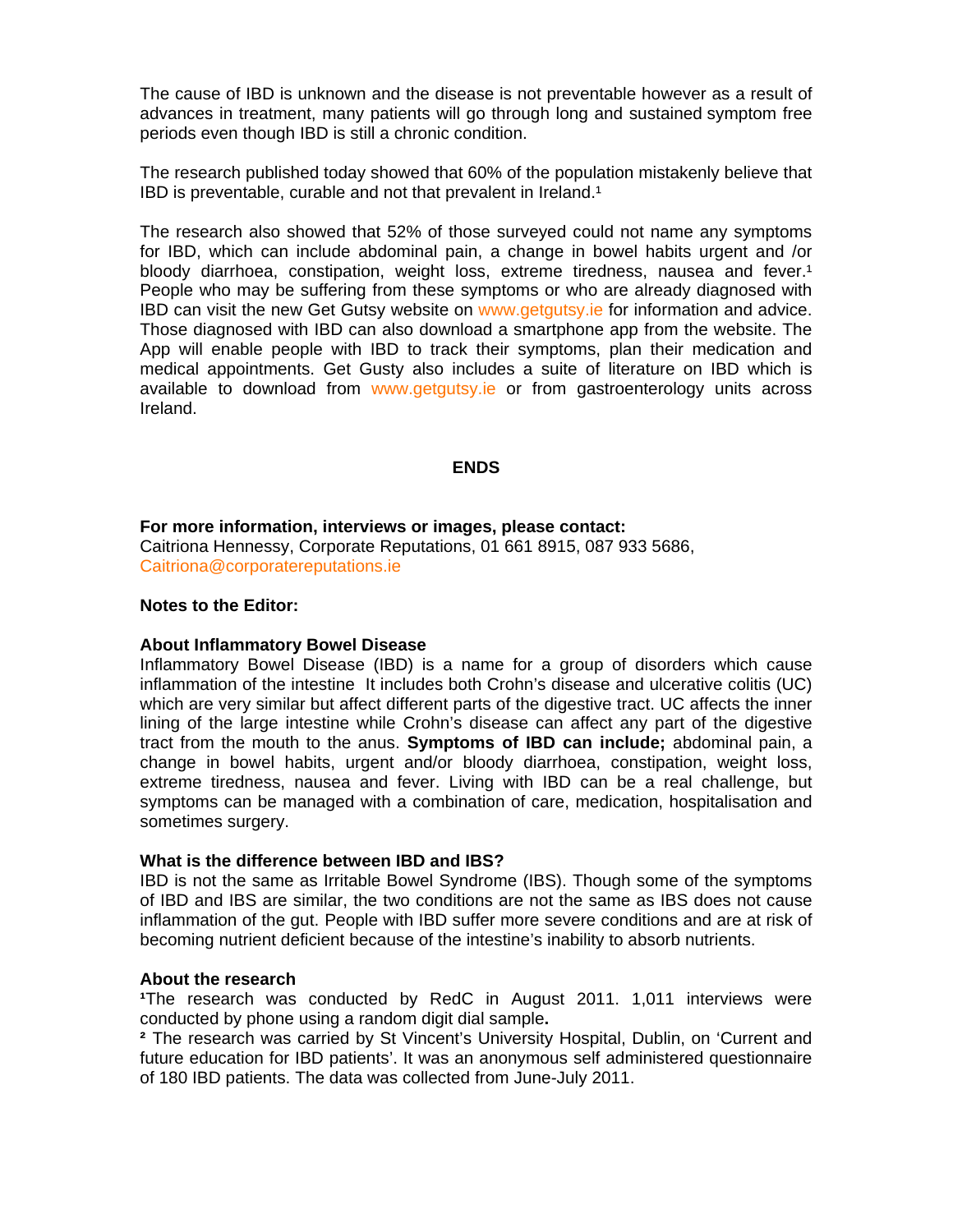The cause of IBD is unknown and the disease is not preventable however as a result of advances in treatment, many patients will go through long and sustained symptom free periods even though IBD is still a chronic condition.

The research published today showed that 60% of the population mistakenly believe that IBD is preventable, curable and not that prevalent in Ireland.[1]

The research also showed that 52% of those surveyed could not name any symptoms for IBD, which can include abdominal pain, a change in bowel habits urgent and /or bloody diarrhoea, constipation, weight loss, extreme tiredness, nausea and fever.[1] People who may be suffering from these symptoms or who are already diagnosed with IBD can visit the new Get Gutsy website on www.getgutsy.ie for information and advice. Those diagnosed with IBD can also download a smartphone app from the website. The App will enable people with IBD to track their symptoms, plan their medication and medical appointments. Get Gusty also includes a suite of literature on IBD which is available to download from www.getgutsy.ie or from gastroenterology units across Ireland.

**ENDS**

**For more information, interviews or images, please contact:**
Caitriona Hennessy, Corporate Reputations, 01 661 8915, 087 933 5686, Caitriona@corporatereputations.ie

**Notes to the Editor:**

**About Inflammatory Bowel Disease**
Inflammatory Bowel Disease (IBD) is a name for a group of disorders which cause inflammation of the intestine It includes both Crohn's disease and ulcerative colitis (UC) which are very similar but affect different parts of the digestive tract. UC affects the inner lining of the large intestine while Crohn's disease can affect any part of the digestive tract from the mouth to the anus. **Symptoms of IBD can include;** abdominal pain, a change in bowel habits, urgent and/or bloody diarrhoea, constipation, weight loss, extreme tiredness, nausea and fever. Living with IBD can be a real challenge, but symptoms can be managed with a combination of care, medication, hospitalisation and sometimes surgery.

**What is the difference between IBD and IBS?**
IBD is not the same as Irritable Bowel Syndrome (IBS). Though some of the symptoms of IBD and IBS are similar, the two conditions are not the same as IBS does not cause inflammation of the gut. People with IBD suffer more severe conditions and are at risk of becoming nutrient deficient because of the intestine's inability to absorb nutrients.

**About the research**
[1]The research was conducted by RedC in August 2011. 1,011 interviews were conducted by phone using a random digit dial sample**.**
[2] The research was carried by St Vincent's University Hospital, Dublin, on 'Current and future education for IBD patients'. It was an anonymous self administered questionnaire of 180 IBD patients. The data was collected from June-July 2011.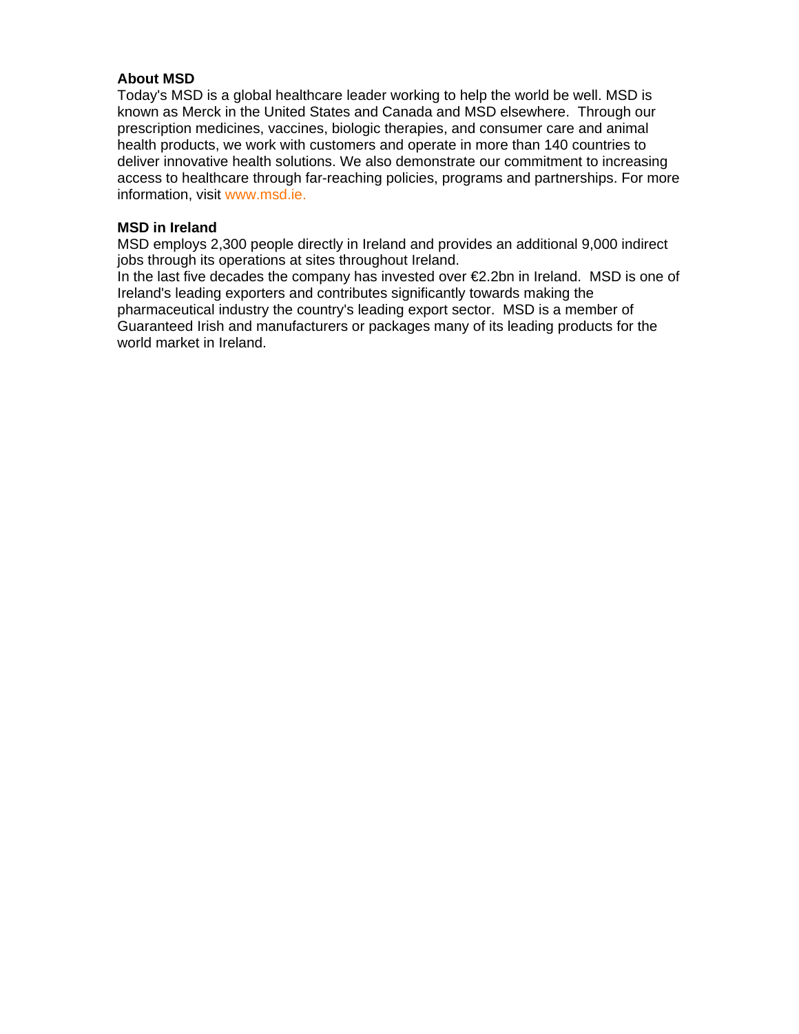**About MSD**
Today's MSD is a global healthcare leader working to help the world be well. MSD is known as Merck in the United States and Canada and MSD elsewhere. Through our prescription medicines, vaccines, biologic therapies, and consumer care and animal health products, we work with customers and operate in more than 140 countries to deliver innovative health solutions. We also demonstrate our commitment to increasing access to healthcare through far-reaching policies, programs and partnerships. For more information, visit www.msd.ie.

**MSD in Ireland**
MSD employs 2,300 people directly in Ireland and provides an additional 9,000 indirect jobs through its operations at sites throughout Ireland.
In the last five decades the company has invested over €2.2bn in Ireland. MSD is one of Ireland's leading exporters and contributes significantly towards making the pharmaceutical industry the country's leading export sector. MSD is a member of Guaranteed Irish and manufacturers or packages many of its leading products for the world market in Ireland.